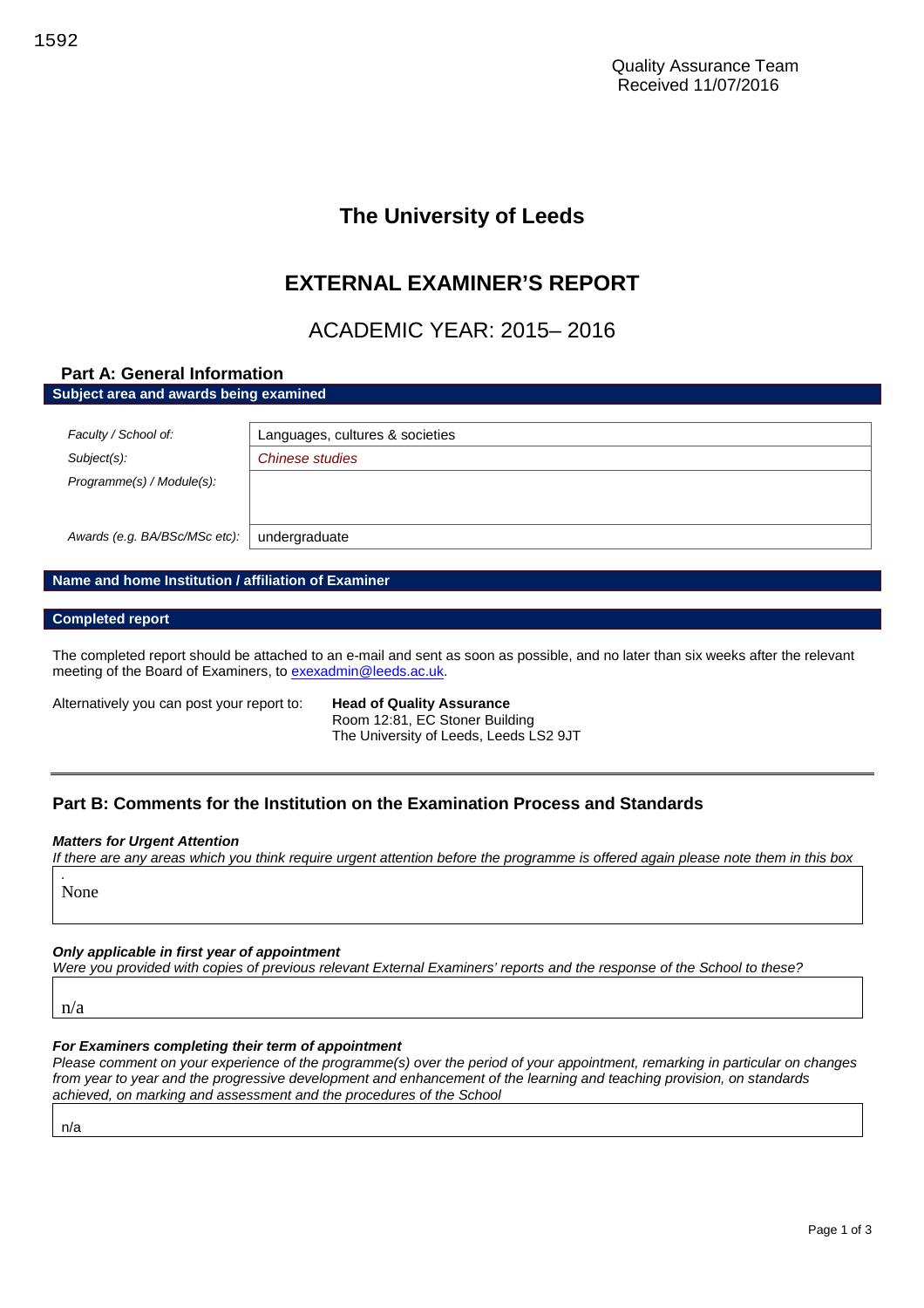1592

Quality Assurance Team
Received 11/07/2016

# The University of Leeds

# EXTERNAL EXAMINER'S REPORT

## ACADEMIC YEAR: 2015– 2016

## Part A: General Information

**Subject area and awards being examined**

| | |
|---|---|
| *Faculty / School of:* | Languages, cultures & societies |
| *Subject(s):* | *Chinese studies* |
| *Programme(s) / Module(s):* | |
| *Awards (e.g. BA/BSc/MSc etc):* | undergraduate |

**Name and home Institution / affiliation of Examiner**

**Completed report**

The completed report should be attached to an e-mail and sent as soon as possible, and no later than six weeks after the relevant meeting of the Board of Examiners, to exexadmin@leeds.ac.uk.

Alternatively you can post your report to: **Head of Quality Assurance**
Room 12:81, EC Stoner Building
The University of Leeds, Leeds LS2 9JT

## Part B: Comments for the Institution on the Examination Process and Standards

***Matters for Urgent Attention***

*If there are any areas which you think require urgent attention before the programme is offered again please note them in this box*

None

***Only applicable in first year of appointment***

*Were you provided with copies of previous relevant External Examiners' reports and the response of the School to these?*

n/a

***For Examiners completing their term of appointment***

*Please comment on your experience of the programme(s) over the period of your appointment, remarking in particular on changes from year to year and the progressive development and enhancement of the learning and teaching provision, on standards achieved, on marking and assessment and the procedures of the School*

n/a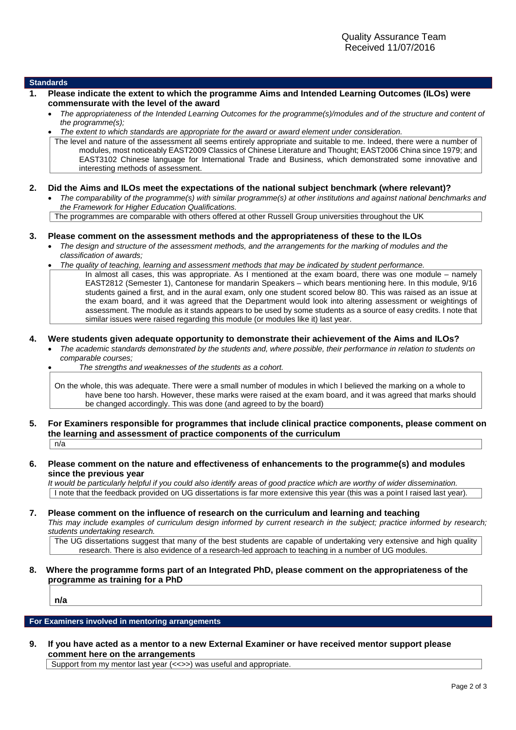Quality Assurance Team
Received 11/07/2016

## Standards

### 1. Please indicate the extent to which the programme Aims and Intended Learning Outcomes (ILOs) were commensurate with the level of the award

- *The appropriateness of the Intended Learning Outcomes for the programme(s)/modules and of the structure and content of the programme(s);*
- *The extent to which standards are appropriate for the award or award element under consideration.*

The level and nature of the assessment all seems entirely appropriate and suitable to me. Indeed, there were a number of modules, most noticeably EAST2009 Classics of Chinese Literature and Thought; EAST2006 China since 1979; and EAST3102 Chinese language for International Trade and Business, which demonstrated some innovative and interesting methods of assessment.

### 2. Did the Aims and ILOs meet the expectations of the national subject benchmark (where relevant)?

- *The comparability of the programme(s) with similar programme(s) at other institutions and against national benchmarks and the Framework for Higher Education Qualifications.*

The programmes are comparable with others offered at other Russell Group universities throughout the UK

### 3. Please comment on the assessment methods and the appropriateness of these to the ILOs

- *The design and structure of the assessment methods, and the arrangements for the marking of modules and the classification of awards;*
- *The quality of teaching, learning and assessment methods that may be indicated by student performance.*

In almost all cases, this was appropriate. As I mentioned at the exam board, there was one module – namely EAST2812 (Semester 1), Cantonese for mandarin Speakers – which bears mentioning here. In this module, 9/16 students gained a first, and in the aural exam, only one student scored below 80. This was raised as an issue at the exam board, and it was agreed that the Department would look into altering assessment or weightings of assessment. The module as it stands appears to be used by some students as a source of easy credits. I note that similar issues were raised regarding this module (or modules like it) last year.

### 4. Were students given adequate opportunity to demonstrate their achievement of the Aims and ILOs?

- *The academic standards demonstrated by the students and, where possible, their performance in relation to students on comparable courses;*
- *The strengths and weaknesses of the students as a cohort.*

On the whole, this was adequate. There were a small number of modules in which I believed the marking on a whole to have bene too harsh. However, these marks were raised at the exam board, and it was agreed that marks should be changed accordingly. This was done (and agreed to by the board)

### 5. For Examiners responsible for programmes that include clinical practice components, please comment on the learning and assessment of practice components of the curriculum

n/a

### 6. Please comment on the nature and effectiveness of enhancements to the programme(s) and modules since the previous year

*It would be particularly helpful if you could also identify areas of good practice which are worthy of wider dissemination.*

I note that the feedback provided on UG dissertations is far more extensive this year (this was a point I raised last year).

### 7. Please comment on the influence of research on the curriculum and learning and teaching

*This may include examples of curriculum design informed by current research in the subject; practice informed by research; students undertaking research.*

The UG dissertations suggest that many of the best students are capable of undertaking very extensive and high quality research. There is also evidence of a research-led approach to teaching in a number of UG modules.

### 8. Where the programme forms part of an Integrated PhD, please comment on the appropriateness of the programme as training for a PhD

**n/a**

## For Examiners involved in mentoring arrangements

### 9. If you have acted as a mentor to a new External Examiner or have received mentor support please comment here on the arrangements

Support from my mentor last year (<<>>) was useful and appropriate.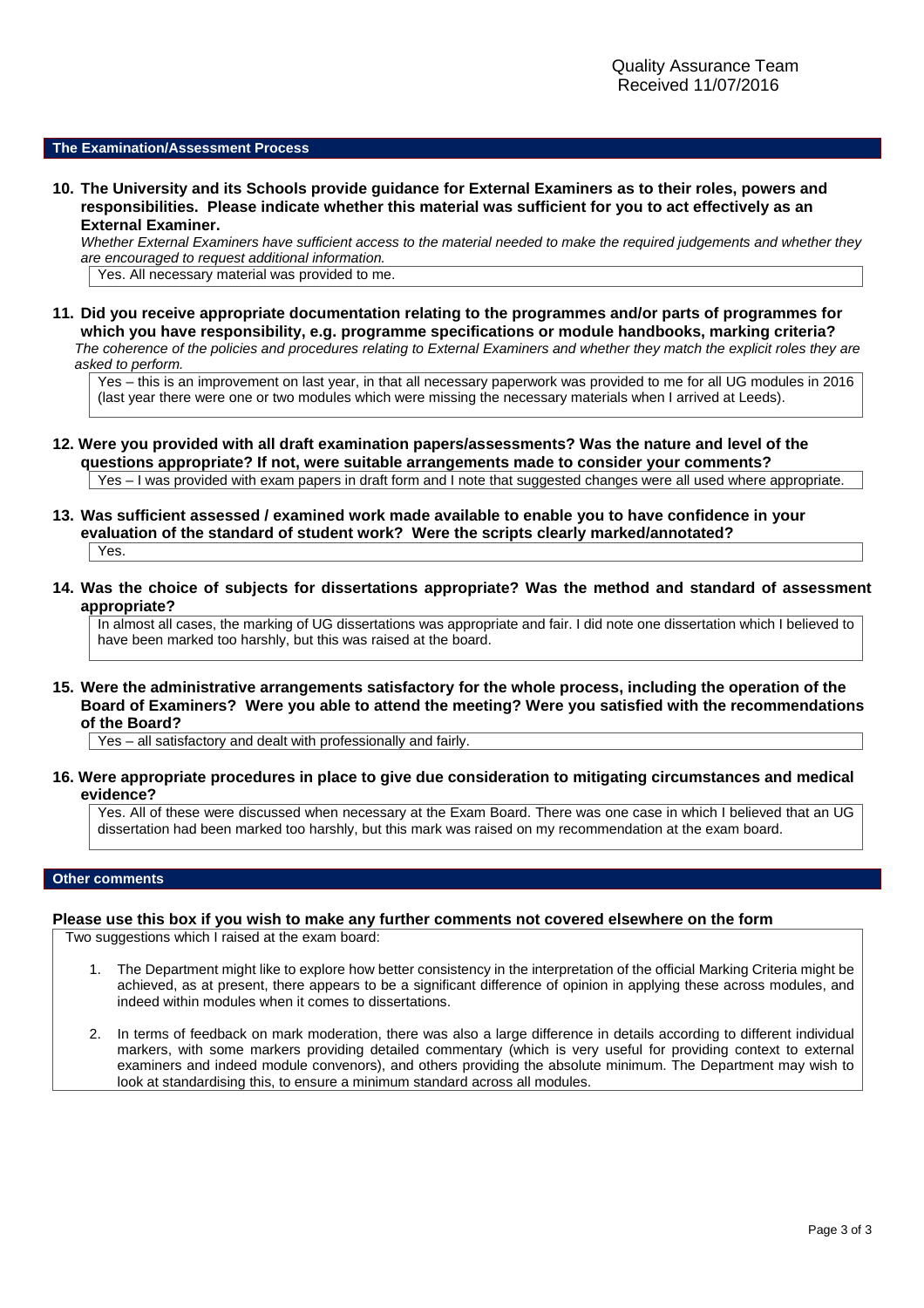Quality Assurance Team
Received 11/07/2016

## The Examination/Assessment Process

**10. The University and its Schools provide guidance for External Examiners as to their roles, powers and responsibilities. Please indicate whether this material was sufficient for you to act effectively as an External Examiner.**

*Whether External Examiners have sufficient access to the material needed to make the required judgements and whether they are encouraged to request additional information.*

Yes. All necessary material was provided to me.

**11. Did you receive appropriate documentation relating to the programmes and/or parts of programmes for which you have responsibility, e.g. programme specifications or module handbooks, marking criteria?**

*The coherence of the policies and procedures relating to External Examiners and whether they match the explicit roles they are asked to perform.*

Yes – this is an improvement on last year, in that all necessary paperwork was provided to me for all UG modules in 2016 (last year there were one or two modules which were missing the necessary materials when I arrived at Leeds).

**12. Were you provided with all draft examination papers/assessments? Was the nature and level of the questions appropriate? If not, were suitable arrangements made to consider your comments?**

Yes – I was provided with exam papers in draft form and I note that suggested changes were all used where appropriate.

**13. Was sufficient assessed / examined work made available to enable you to have confidence in your evaluation of the standard of student work? Were the scripts clearly marked/annotated?**

Yes.

**14. Was the choice of subjects for dissertations appropriate? Was the method and standard of assessment appropriate?**

In almost all cases, the marking of UG dissertations was appropriate and fair. I did note one dissertation which I believed to have been marked too harshly, but this was raised at the board.

**15. Were the administrative arrangements satisfactory for the whole process, including the operation of the Board of Examiners? Were you able to attend the meeting? Were you satisfied with the recommendations of the Board?**

Yes – all satisfactory and dealt with professionally and fairly.

**16. Were appropriate procedures in place to give due consideration to mitigating circumstances and medical evidence?**

Yes. All of these were discussed when necessary at the Exam Board. There was one case in which I believed that an UG dissertation had been marked too harshly, but this mark was raised on my recommendation at the exam board.

## Other comments

**Please use this box if you wish to make any further comments not covered elsewhere on the form**

Two suggestions which I raised at the exam board:

1. The Department might like to explore how better consistency in the interpretation of the official Marking Criteria might be achieved, as at present, there appears to be a significant difference of opinion in applying these across modules, and indeed within modules when it comes to dissertations.
2. In terms of feedback on mark moderation, there was also a large difference in details according to different individual markers, with some markers providing detailed commentary (which is very useful for providing context to external examiners and indeed module convenors), and others providing the absolute minimum. The Department may wish to look at standardising this, to ensure a minimum standard across all modules.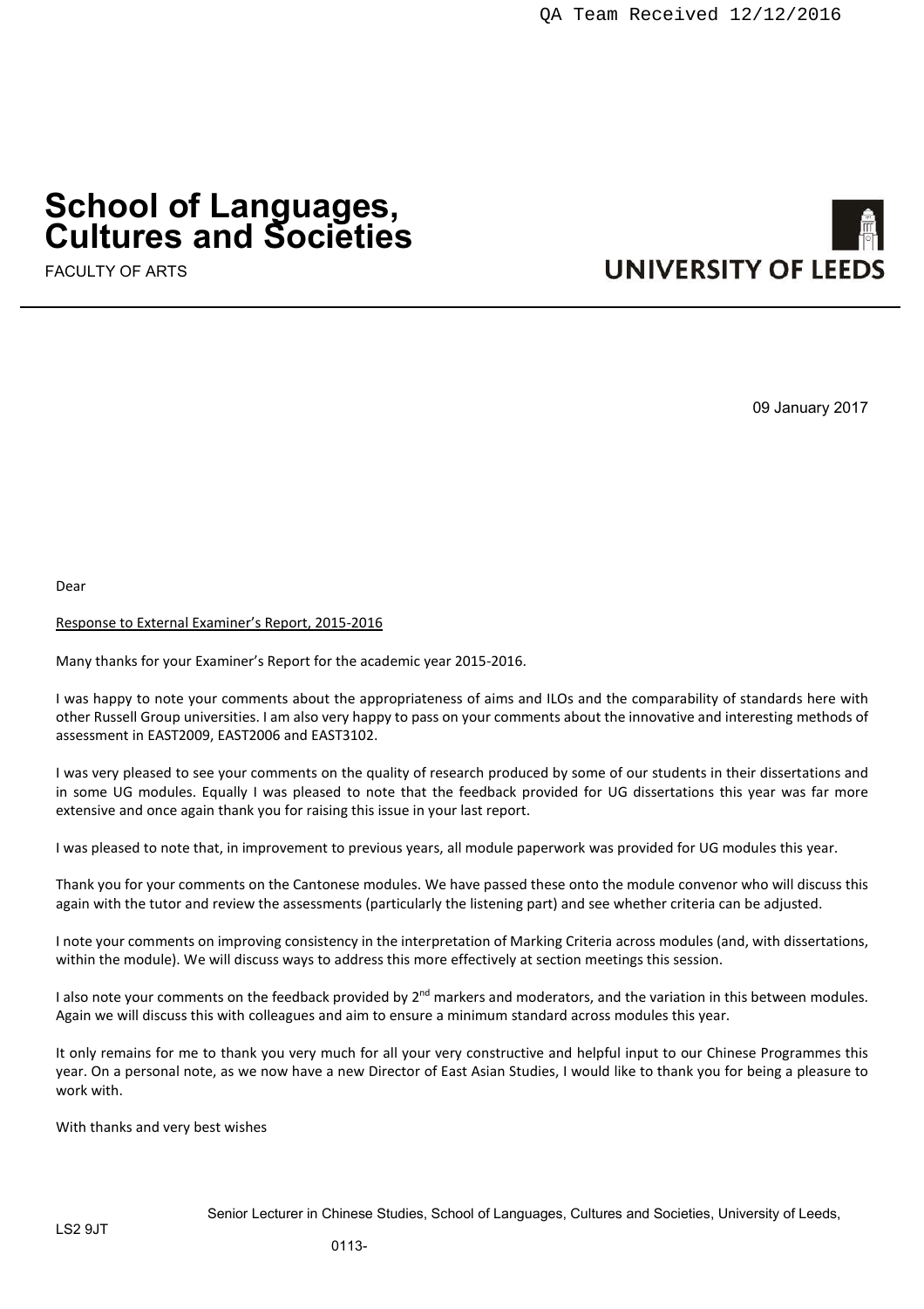QA Team Received 12/12/2016

# School of Languages, Cultures and Societies

FACULTY OF ARTS

UNIVERSITY OF LEEDS

09 January 2017

Dear

Response to External Examiner's Report, 2015-2016

Many thanks for your Examiner's Report for the academic year 2015-2016.

I was happy to note your comments about the appropriateness of aims and ILOs and the comparability of standards here with other Russell Group universities. I am also very happy to pass on your comments about the innovative and interesting methods of assessment in EAST2009, EAST2006 and EAST3102.

I was very pleased to see your comments on the quality of research produced by some of our students in their dissertations and in some UG modules. Equally I was pleased to note that the feedback provided for UG dissertations this year was far more extensive and once again thank you for raising this issue in your last report.

I was pleased to note that, in improvement to previous years, all module paperwork was provided for UG modules this year.

Thank you for your comments on the Cantonese modules. We have passed these onto the module convenor who will discuss this again with the tutor and review the assessments (particularly the listening part) and see whether criteria can be adjusted.

I note your comments on improving consistency in the interpretation of Marking Criteria across modules (and, with dissertations, within the module). We will discuss ways to address this more effectively at section meetings this session.

I also note your comments on the feedback provided by 2nd markers and moderators, and the variation in this between modules. Again we will discuss this with colleagues and aim to ensure a minimum standard across modules this year.

It only remains for me to thank you very much for all your very constructive and helpful input to our Chinese Programmes this year. On a personal note, as we now have a new Director of East Asian Studies, I would like to thank you for being a pleasure to work with.

With thanks and very best wishes

Senior Lecturer in Chinese Studies, School of Languages, Cultures and Societies, University of Leeds, LS2 9JT

0113-